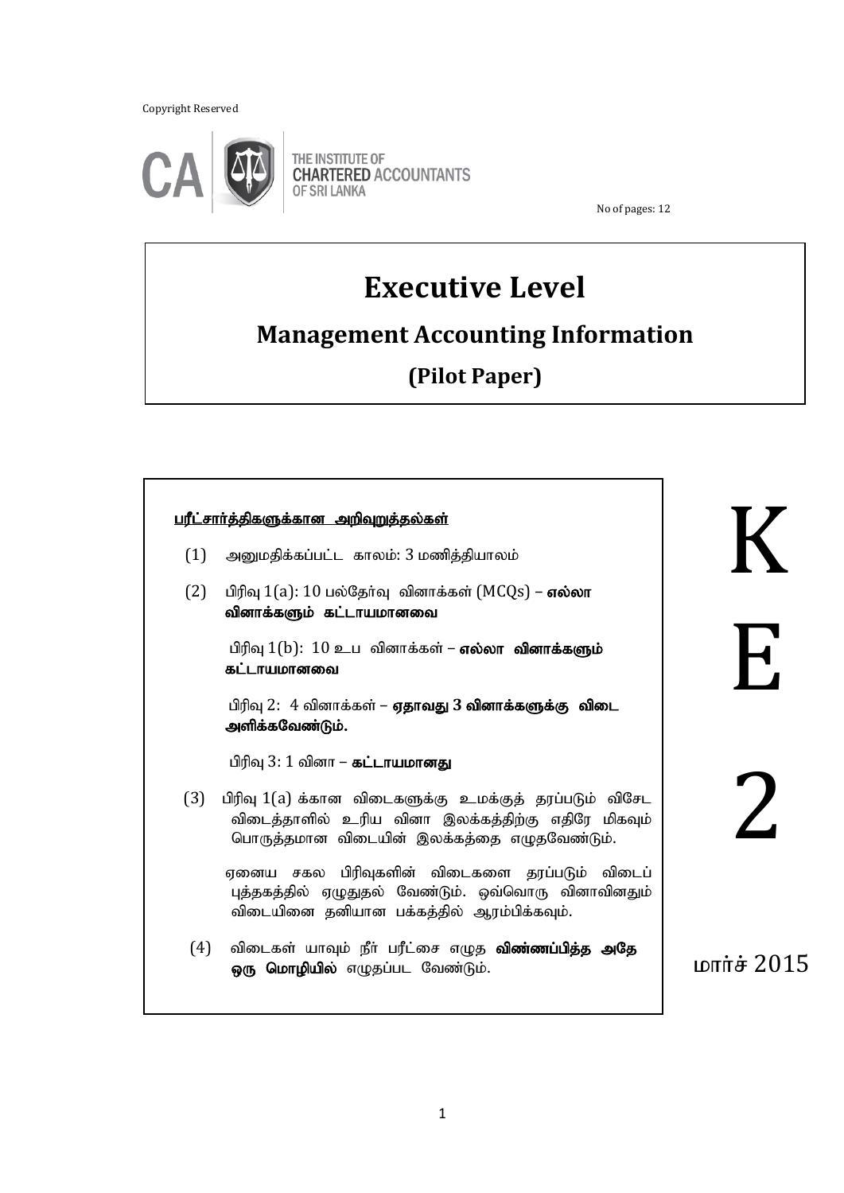Copyright Reserved

THE INSTITUTE OF
**CHARTERED** ACCOUNTANTS
OF SRI LANKA

No of pages: 12

# Executive Level

## Management Accounting Information

### (Pilot Paper)

**பரீட்சார்த்திகளுக்கான அறிவுறுத்தல்கள்**

(1) அனுமதிக்கப்பட்ட காலம்: 3 மணித்தியாலம்

(2) பிரிவு 1(a): 10 பல்தேர்வு வினாக்கள் (MCQs) – **எல்லா வினாக்களும் கட்டாயமானவை**

பிரிவு 1(b): 10 உப வினாக்கள் – **எல்லா வினாக்களும் கட்டாயமானவை**

பிரிவு 2: 4 வினாக்கள் – **ஏதாவது 3 வினாக்களுக்கு விடை அளிக்கவேண்டும்.**

பிரிவு 3: 1 வினா – **கட்டாயமானது**

(3) பிரிவு 1(a) க்கான விடைகளுக்கு உமக்குத் தரப்படும் விசேட விடைத்தாளில் உரிய வினா இலக்கத்திற்கு எதிரே மிகவும் பொருத்தமான விடையின் இலக்கத்தை எழுதவேண்டும்.

ஏனைய சகல பிரிவுகளின் விடைகளை தரப்படும் விடைப் புத்தகத்தில் ஏழுதுதல் வேண்டும். ஒவ்வொரு வினாவினதும் விடையினை தனியான பக்கத்தில் ஆரம்பிக்கவும்.

(4) விடைகள் யாவும் நீர் பரீட்சை எழுத **விண்ணப்பித்த அதே ஒரு மொழியில்** எழுதப்பட வேண்டும்.

KE2

மார்ச் 2015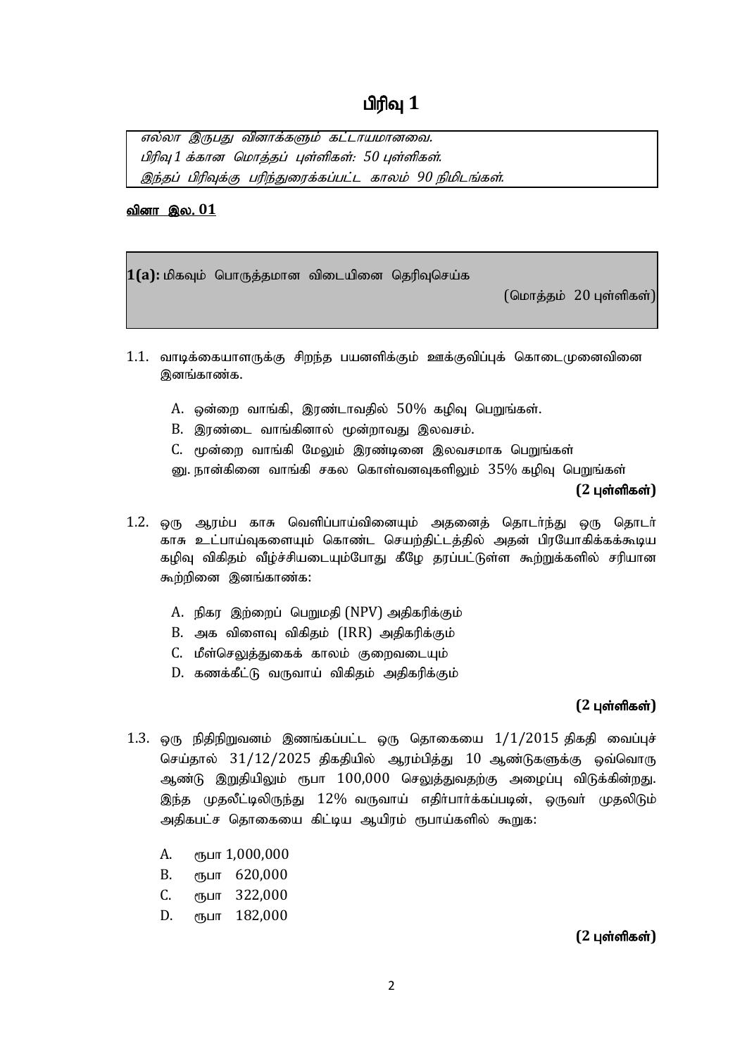# பிரிவு 1

*எல்லா இருபது வினாக்களும் கட்டாயமானவை.*
*பிரிவு 1 க்கான மொத்தப் புள்ளிகள்: 50 புள்ளிகள்.*
*இந்தப் பிரிவுக்கு பரிந்துரைக்கப்பட்ட காலம் 90 நிமிடங்கள்.*

**வினா இல. 01**

**1(a):** மிகவும் பொருத்தமான விடையினை தெரிவுசெய்க

(மொத்தம் 20 புள்ளிகள்)

1.1. வாடிக்கையாளருக்கு சிறந்த பயனளிக்கும் ஊக்குவிப்புக் கொடைமுனைவினை இனங்காண்க.

A. ஒன்றை வாங்கி, இரண்டாவதில் 50% கழிவு பெறுங்கள்.
B. இரண்டை வாங்கினால் மூன்றாவது இலவசம்.
C. மூன்றை வாங்கி மேலும் இரண்டினை இலவசமாக பெறுங்கள்
னு. நான்கினை வாங்கி சகல கொள்வனவுகளிலும் 35% கழிவு பெறுங்கள்

**(2 புள்ளிகள்)**

1.2. ஒரு ஆரம்ப காசு வெளிப்பாய்வினையும் அதனைத் தொடர்ந்து ஒரு தொடர் காசு உட்பாய்வுகளையும் கொண்ட செயற்திட்டத்தில் அதன் பிரயோகிக்கக்கூடிய கழிவு விகிதம் வீழ்ச்சியடையும்போது கீழே தரப்பட்டுள்ள கூற்றுக்களில் சரியான கூற்றினை இனங்காண்க:

A. நிகர இற்றைப் பெறுமதி (NPV) அதிகரிக்கும்
B. அக விளைவு விகிதம் (IRR) அதிகரிக்கும்
C. மீள்செலுத்துகைக் காலம் குறைவடையும்
D. கணக்கீட்டு வருவாய் விகிதம் அதிகரிக்கும்

**(2 புள்ளிகள்)**

1.3. ஒரு நிதிநிறுவனம் இணங்கப்பட்ட ஒரு தொகையை 1/1/2015 திகதி வைப்புச் செய்தால் 31/12/2025 திகதியில் ஆரம்பித்து 10 ஆண்டுகளுக்கு ஒவ்வொரு ஆண்டு இறுதியிலும் ரூபா 100,000 செலுத்துவதற்கு அழைப்பு விடுக்கின்றது. இந்த முதலீட்டிலிருந்து 12% வருவாய் எதிர்பார்க்கப்படின், ஒருவர் முதலிடும் அதிகபட்ச தொகையை கிட்டிய ஆயிரம் ரூபாய்களில் கூறுக:

A. ரூபா 1,000,000
B. ரூபா 620,000
C. ரூபா 322,000
D. ரூபா 182,000

**(2 புள்ளிகள்)**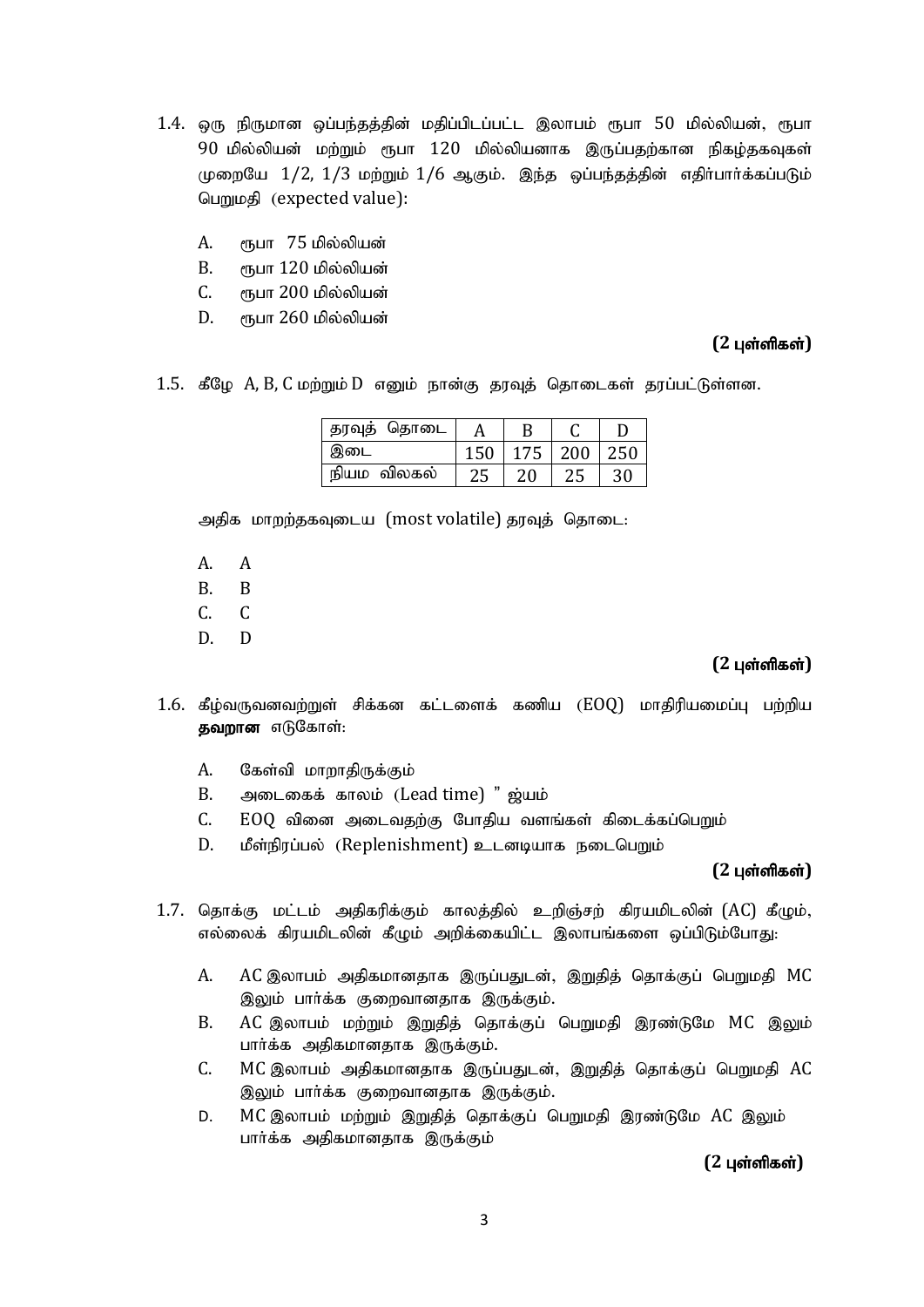1.4. ஒரு நிருமான ஒப்பந்தத்தின் மதிப்பிடப்பட்ட இலாபம் ரூபா 50 மில்லியன், ரூபா 90 மில்லியன் மற்றும் ரூபா 120 மில்லியனாக இருப்பதற்கான நிகழ்தகவுகள் முறையே 1/2, 1/3 மற்றும் 1/6 ஆகும். இந்த ஒப்பந்தத்தின் எதிர்பார்க்கப்படும் பெறுமதி (expected value):

A. ரூபா 75 மில்லியன்
B. ரூபா 120 மில்லியன்
C. ரூபா 200 மில்லியன்
D. ரூபா 260 மில்லியன்

**(2 புள்ளிகள்)**

1.5. கீழே A, B, C மற்றும் D எனும் நான்கு தரவுத் தொடைகள் தரப்பட்டுள்ளன.

| தரவுத் தொடை | A | B | C | D |
|---|---|---|---|---|
| இடை | 150 | 175 | 200 | 250 |
| நியம விலகல் | 25 | 20 | 25 | 30 |

அதிக மாறற்தகவுடைய (most volatile) தரவுத் தொடை:

A. A
B. B
C. C
D. D

**(2 புள்ளிகள்)**

1.6. கீழ்வருவனவற்றுள் சிக்கன கட்டளைக் கணிய (EOQ) மாதிரியமைப்பு பற்றிய **தவறான** எடுகோள்:

A. கேள்வி மாறாதிருக்கும்
B. அடைகைக் காலம் (Lead time) " ஜ்யம்
C. EOQ வினை அடைவதற்கு போதிய வளங்கள் கிடைக்கப்பெறும்
D. மீள்நிரப்பல் (Replenishment) உடனடியாக நடைபெறும்

**(2 புள்ளிகள்)**

1.7. தொக்கு மட்டம் அதிகரிக்கும் காலத்தில் உறிஞ்சற் கிரயமிடலின் (AC) கீழும், எல்லைக் கிரயமிடலின் கீழும் அறிக்கையிட்ட இலாபங்களை ஒப்பிடும்போது:

A. AC இலாபம் அதிகமானதாக இருப்பதுடன், இறுதித் தொக்குப் பெறுமதி MC இலும் பார்க்க குறைவானதாக இருக்கும்.
B. AC இலாபம் மற்றும் இறுதித் தொக்குப் பெறுமதி இரண்டுமே MC இலும் பார்க்க அதிகமானதாக இருக்கும்.
C. MC இலாபம் அதிகமானதாக இருப்பதுடன், இறுதித் தொக்குப் பெறுமதி AC இலும் பார்க்க குறைவானதாக இருக்கும்.
D. MC இலாபம் மற்றும் இறுதித் தொக்குப் பெறுமதி இரண்டுமே AC இலும் பார்க்க அதிகமானதாக இருக்கும்

**(2 புள்ளிகள்)**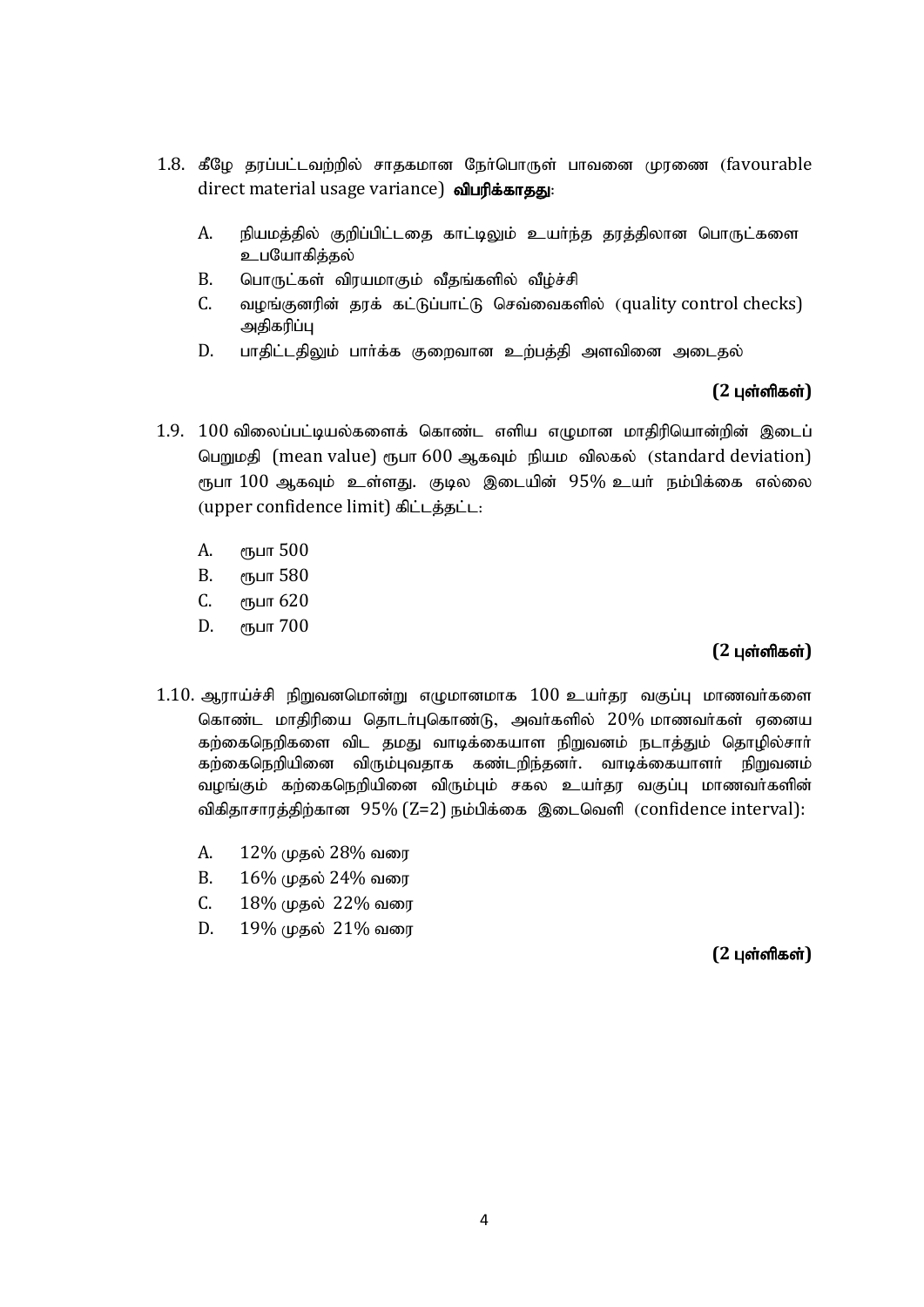1.8. கீழே தரப்பட்டவற்றில் சாதகமான நேர்பொருள் பாவனை முரணை (favourable direct material usage variance) **விபரிக்காதது**:

A. நியமத்தில் குறிப்பிட்டதை காட்டிலும் உயர்ந்த தரத்திலான பொருட்களை உபயோகித்தல்

B. பொருட்கள் விரயமாகும் வீதங்களில் வீழ்ச்சி

C. வழங்குனரின் தரக் கட்டுப்பாட்டு செவ்வைகளில் (quality control checks) அதிகரிப்பு

D. பாதிட்டதிலும் பார்க்க குறைவான உற்பத்தி அளவினை அடைதல்

**(2 புள்ளிகள்)**

1.9. 100 விலைப்பட்டியல்களைக் கொண்ட எளிய எழுமான மாதிரியொன்றின் இடைப் பெறுமதி (mean value) ரூபா 600 ஆகவும் நியம விலகல் (standard deviation) ரூபா 100 ஆகவும் உள்ளது. குடில இடையின் 95% உயர் நம்பிக்கை எல்லை (upper confidence limit) கிட்டத்தட்ட:

A. ரூபா 500

B. ரூபா 580

C. ரூபா 620

D. ரூபா 700

**(2 புள்ளிகள்)**

1.10. ஆராய்ச்சி நிறுவனமொன்று எழுமானமாக 100 உயர்தர வகுப்பு மாணவர்களை கொண்ட மாதிரியை தொடர்புகொண்டு, அவர்களில் 20% மாணவர்கள் ஏனைய கற்கைநெறிகளை விட தமது வாடிக்கையாள நிறுவனம் நடாத்தும் தொழில்சார் கற்கைநெறியினை விரும்புவதாக கண்டறிந்தனர். வாடிக்கையாளர் நிறுவனம் வழங்கும் கற்கைநெறியினை விரும்பும் சகல உயர்தர வகுப்பு மாணவர்களின் விகிதாசாரத்திற்கான 95% (Z=2) நம்பிக்கை இடைவெளி (confidence interval):

A. 12% முதல் 28% வரை

B. 16% முதல் 24% வரை

C. 18% முதல் 22% வரை

D. 19% முதல் 21% வரை

**(2 புள்ளிகள்)**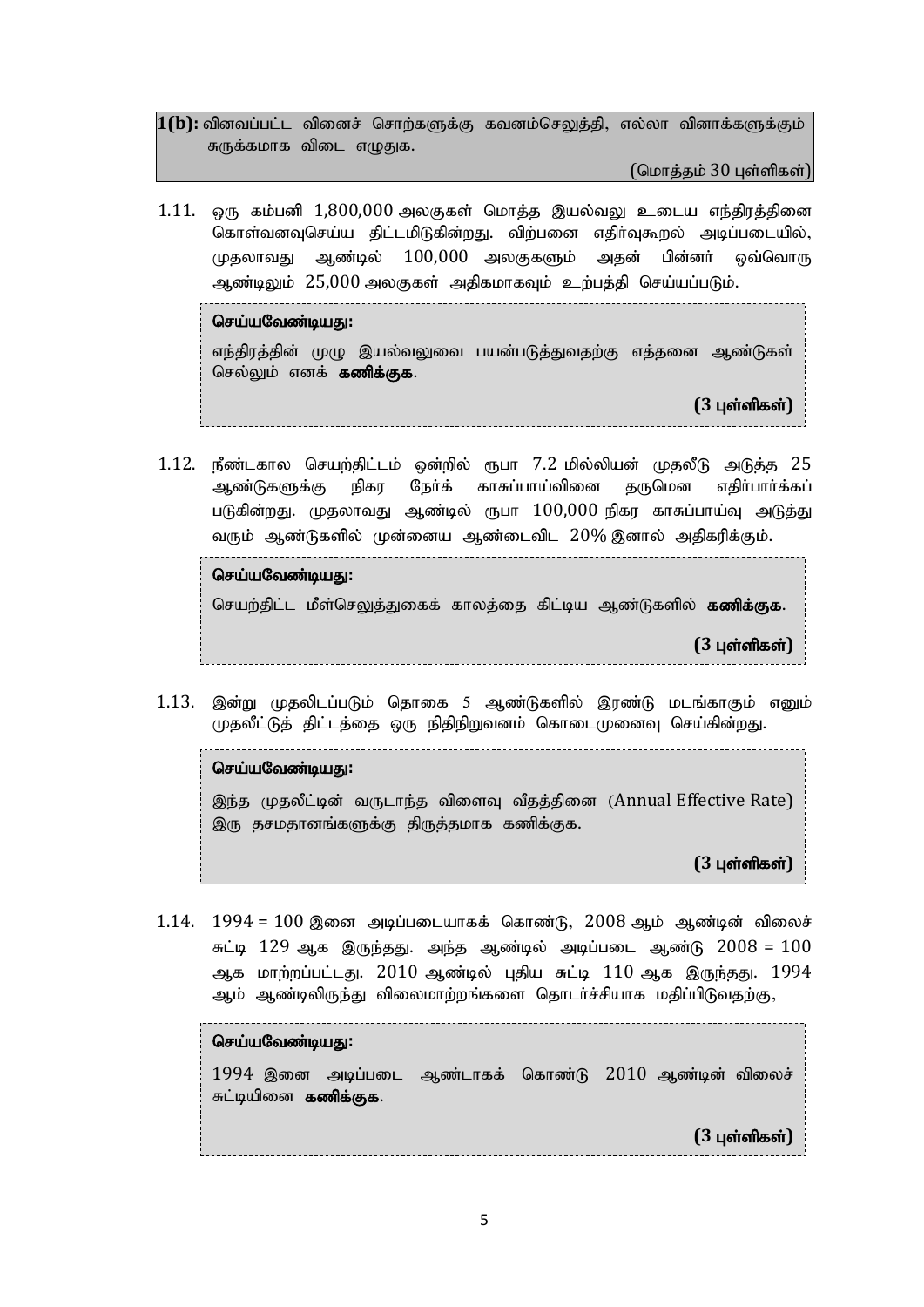**1(b):** வினவப்பட்ட வினைச் சொற்களுக்கு கவனம்செலுத்தி, எல்லா வினாக்களுக்கும் சுருக்கமாக விடை எழுதுக.

(மொத்தம் 30 புள்ளிகள்)

1.11. ஒரு கம்பனி 1,800,000 அலகுகள் மொத்த இயல்வலு உடைய எந்திரத்தினை கொள்வனவுசெய்ய திட்டமிடுகின்றது. விற்பனை எதிர்வுகூறல் அடிப்படையில், முதலாவது ஆண்டில் 100,000 அலகுகளும் அதன் பின்னர் ஒவ்வொரு ஆண்டிலும் 25,000 அலகுகள் அதிகமாகவும் உற்பத்தி செய்யப்படும்.

**செய்யவேண்டியது:**

எந்திரத்தின் முழு இயல்வலுவை பயன்படுத்துவதற்கு எத்தனை ஆண்டுகள் செல்லும் எனக் **கணிக்குக**.

**(3 புள்ளிகள்)**

1.12. நீண்டகால செயற்திட்டம் ஒன்றில் ரூபா 7.2 மில்லியன் முதலீடு அடுத்த 25 ஆண்டுகளுக்கு நிகர நேர்க் காசுப்பாய்வினை தருமென எதிர்பார்க்கப் படுகின்றது. முதலாவது ஆண்டில் ரூபா 100,000 நிகர காசுப்பாய்வு அடுத்து வரும் ஆண்டுகளில் முன்னைய ஆண்டைவிட 20% இனால் அதிகரிக்கும்.

**செய்யவேண்டியது:**

செயற்திட்ட மீள்செலுத்துகைக் காலத்தை கிட்டிய ஆண்டுகளில் **கணிக்குக**.

**(3 புள்ளிகள்)**

1.13. இன்று முதலிடப்படும் தொகை 5 ஆண்டுகளில் இரண்டு மடங்காகும் எனும் முதலீட்டுத் திட்டத்தை ஒரு நிதிநிறுவனம் கொடைமுனைவு செய்கின்றது.

**செய்யவேண்டியது:**

இந்த முதலீட்டின் வருடாந்த விளைவு வீதத்தினை (Annual Effective Rate) இரு தசமதானங்களுக்கு திருத்தமாக கணிக்குக.

**(3 புள்ளிகள்)**

1.14. 1994 = 100 இனை அடிப்படையாகக் கொண்டு, 2008 ஆம் ஆண்டின் விலைச் சுட்டி 129 ஆக இருந்தது. அந்த ஆண்டில் அடிப்படை ஆண்டு 2008 = 100 ஆக மாற்றப்பட்டது. 2010 ஆண்டில் புதிய சுட்டி 110 ஆக இருந்தது. 1994 ஆம் ஆண்டிலிருந்து விலைமாற்றங்களை தொடர்ச்சியாக மதிப்பிடுவதற்கு,

**செய்யவேண்டியது:**

1994 இனை அடிப்படை ஆண்டாகக் கொண்டு 2010 ஆண்டின் விலைச் சுட்டியினை **கணிக்குக**.

**(3 புள்ளிகள்)**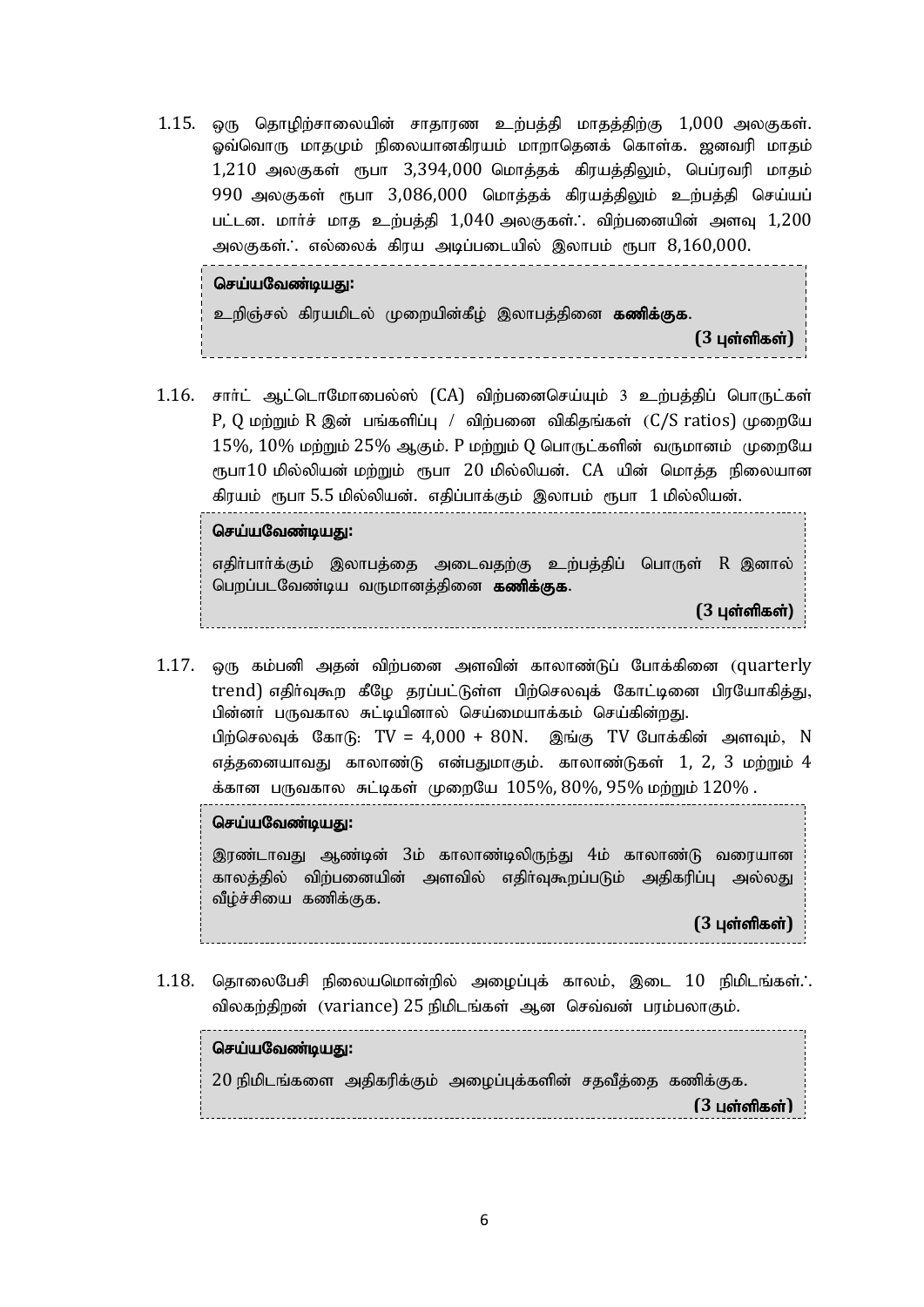1.15. ஒரு தொழிற்சாலையின் சாதாரண உற்பத்தி மாதத்திற்கு 1,000 அலகுகள். ஓவ்வொரு மாதமும் நிலையானகிரயம் மாறாதெனக் கொள்க. ஜனவரி மாதம் 1,210 அலகுகள் ரூபா 3,394,000 மொத்தக் கிரயத்திலும், பெப்ரவரி மாதம் 990 அலகுகள் ரூபா 3,086,000 மொத்தக் கிரயத்திலும் உற்பத்தி செய்யப் பட்டன. மார்ச் மாத உற்பத்தி 1,040 அலகுகள்∴ விற்பனையின் அளவு 1,200 அலகுகள்∴ எல்லைக் கிரய அடிப்படையில் இலாபம் ரூபா 8,160,000.

> **செய்யவேண்டியது:**
>
> உறிஞ்சல் கிரயமிடல் முறையின்கீழ் இலாபத்தினை **கணிக்குக**.
>
> **(3 புள்ளிகள்)**

1.16. சார்ட் ஆட்டொமோபைல்ஸ் (CA) விற்பனைசெய்யும் 3 உற்பத்திப் பொருட்கள் P, Q மற்றும் R இன் பங்களிப்பு / விற்பனை விகிதங்கள் (C/S ratios) முறையே 15%, 10% மற்றும் 25% ஆகும். P மற்றும் Q பொருட்களின் வருமானம் முறையே ரூபா10 மில்லியன் மற்றும் ரூபா 20 மில்லியன். CA யின் மொத்த நிலையான கிரயம் ரூபா 5.5 மில்லியன். எதிர்பாக்கும் இலாபம் ரூபா 1 மில்லியன்.

> **செய்யவேண்டியது:**
>
> எதிர்பார்க்கும் இலாபத்தை அடைவதற்கு உற்பத்திப் பொருள் R இனால் பெறப்படவேண்டிய வருமானத்தினை **கணிக்குக**.
>
> **(3 புள்ளிகள்)**

1.17. ஒரு கம்பனி அதன் விற்பனை அளவின் காலாண்டுப் போக்கினை (quarterly trend) எதிர்வுகூற கீழே தரப்பட்டுள்ள பிற்செலவுக் கோட்டினை பிரயோகித்து, பின்னர் பருவகால சுட்டியினால் செம்மையாக்கம் செய்கின்றது.
பிற்செலவுக் கோடு: $TV = 4,000 + 80N$. இங்கு TV போக்கின் அளவும், N எத்தனையாவது காலாண்டு என்பதுமாகும். காலாண்டுகள் 1, 2, 3 மற்றும் 4 க்கான பருவகால சுட்டிகள் முறையே 105%, 80%, 95% மற்றும் 120% .

> **செய்யவேண்டியது:**
>
> இரண்டாவது ஆண்டின் 3ம் காலாண்டிலிருந்து 4ம் காலாண்டு வரையான காலத்தில் விற்பனையின் அளவில் எதிர்வுகூறப்படும் அதிகரிப்பு அல்லது வீழ்ச்சியை கணிக்குக.
>
> **(3 புள்ளிகள்)**

1.18. தொலைபேசி நிலையமொன்றில் அழைப்புக் காலம், இடை 10 நிமிடங்கள்∴ விலகற்திறன் (variance) 25 நிமிடங்கள் ஆன செவ்வன் பரம்பலாகும்.

> **செய்யவேண்டியது:**
>
> 20 நிமிடங்களை அதிகரிக்கும் அழைப்புக்களின் சதவீத்தை கணிக்குக.
>
> **(3 புள்ளிகள்)**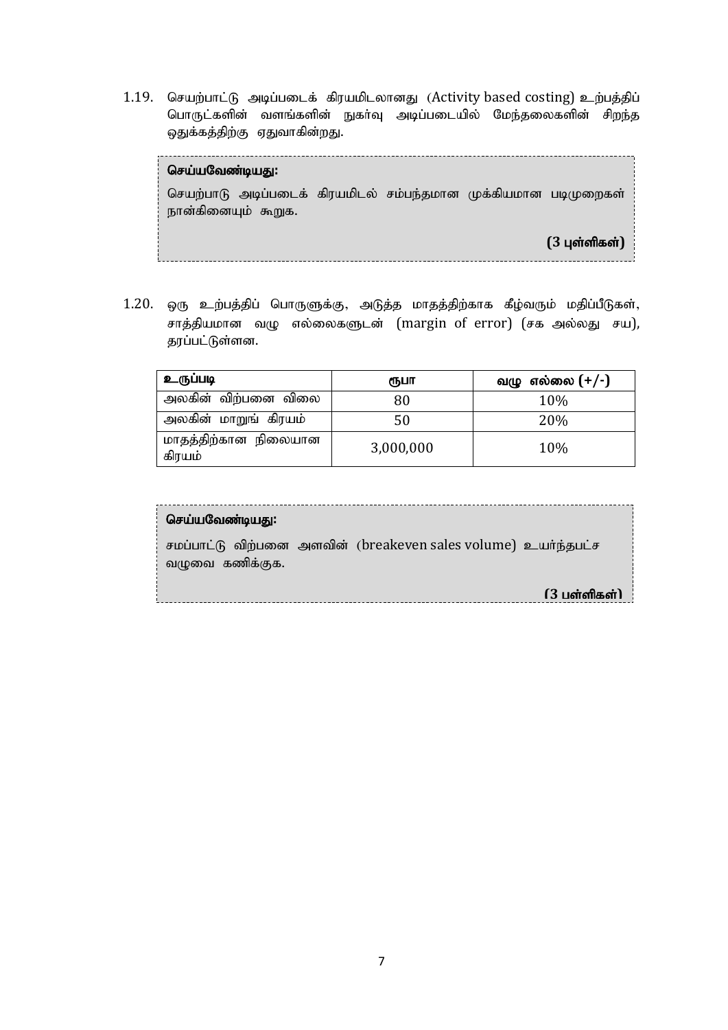1.19. செயற்பாட்டு அடிப்படைக் கிரயமிடலானது (Activity based costing) உற்பத்திப் பொருட்களின் வளங்களின் நுகர்வு அடிப்படையில் மேந்தலைகளின் சிறந்த ஒதுக்கத்திற்கு ஏதுவாகின்றது.

**செய்யவேண்டியது:**

செயற்பாடு அடிப்படைக் கிரயமிடல் சம்பந்தமான முக்கியமான படிமுறைகள் நான்கினையும் கூறுக.

**(3 புள்ளிகள்)**

1.20. ஒரு உற்பத்திப் பொருளுக்கு, அடுத்த மாதத்திற்காக கீழ்வரும் மதிப்பீடுகள், சாத்தியமான வழு எல்லைகளுடன் (margin of error) (சக அல்லது சய), தரப்பட்டுள்ளன.

| **உருப்படி** | **ரூபா** | **வழு எல்லை (+/-)** |
|---|---|---|
| அலகின் விற்பனை விலை | 80 | 10% |
| அலகின் மாறுங் கிரயம் | 50 | 20% |
| மாதத்திற்கான நிலையான கிரயம் | 3,000,000 | 10% |

**செய்யவேண்டியது:**

சமப்பாட்டு விற்பனை அளவின் (breakeven sales volume) உயர்ந்தபட்ச வழுவை கணிக்குக.

**(3 பள்ளிகள்)**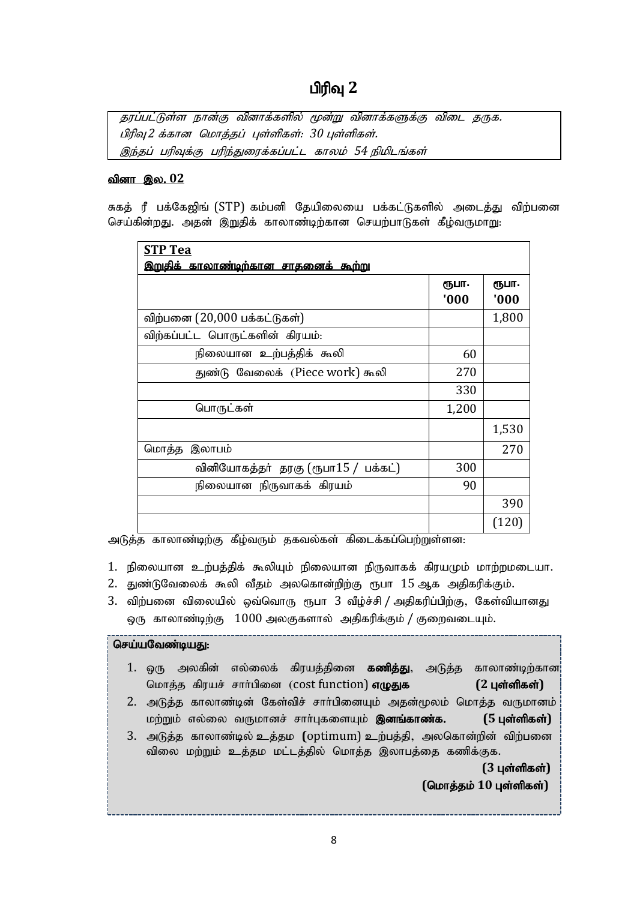# பிரிவு 2

*தரப்பட்டுள்ள நான்கு வினாக்களில் மூன்று வினாக்களுக்கு விடை தருக.*
*பிரிவு 2 க்கான மொத்தப் புள்ளிகள்: 30 புள்ளிகள்.*
*இந்தப் பரிவுக்கு பரிந்துரைக்கப்பட்ட காலம் 54 நிமிடங்கள்*

**வினா இல. 02**

சுகத் ரீ பக்கேஜிங் (STP) கம்பனி தேயிலையை பக்கட்டுகளில் அடைத்து விற்பனை செய்கின்றது. அதன் இறுதிக் காலாண்டிற்கான செயற்பாடுகள் கீழ்வருமாறு:

| **STP Tea** **இறுதிக் காலாண்டிற்கான சாதனைக் கூற்று** | | |
|---|---|---|
| | **ரூபா. '000** | **ரூபா. '000** |
| விற்பனை (20,000 பக்கட்டுகள்) | | 1,800 |
| விற்கப்பட்ட பொருட்களின் கிரயம்: | | |
| நிலையான உற்பத்திக் கூலி | 60 | |
| துண்டு வேலைக் (Piece work) கூலி | 270 | |
| | 330 | |
| பொருட்கள் | 1,200 | |
| | | 1,530 |
| மொத்த இலாபம் | | 270 |
| வினியோகத்தர் தரகு (ரூபா15 / பக்கட்) | 300 | |
| நிலையான நிருவாகக் கிரயம் | 90 | |
| | | 390 |
| | | (120) |

அடுத்த காலாண்டிற்கு கீழ்வரும் தகவல்கள் கிடைக்கப்பெற்றுள்ளன:

1. நிலையான உற்பத்திக் கூலியும் நிலையான நிருவாகக் கிரயமும் மாற்றமடையா.
2. துண்டுவேலைக் கூலி வீதம் அலகொன்றிற்கு ரூபா 15 ஆக அதிகரிக்கும்.
3. விற்பனை விலையில் ஒவ்வொரு ரூபா 3 வீழ்ச்சி / அதிகரிப்பிற்கு, கேள்வியானது ஒரு காலாண்டிற்கு 1000 அலகுகளால் அதிகரிக்கும் / குறைவடையும்.

**செய்யவேண்டியது:**

1. ஒரு அலகின் எல்லைக் கிரயத்தினை **கணித்து**, அடுத்த காலாண்டிற்கான மொத்த கிரயச் சார்பினை (cost function) **எழுதுக** **(2 புள்ளிகள்)**
2. அடுத்த காலாண்டின் கேள்விச் சார்பினையும் அதன்மூலம் மொத்த வருமானம் மற்றும் எல்லை வருமானச் சார்புகளையும் **இனங்காண்க.** **(5 புள்ளிகள்)**
3. அடுத்த காலாண்டில் உத்தம (optimum) உற்பத்தி, அலகொன்றின் விற்பனை விலை மற்றும் உத்தம மட்டத்தில் மொத்த இலாபத்தை கணிக்குக. **(3 புள்ளிகள்)**

**(மொத்தம் 10 புள்ளிகள்)**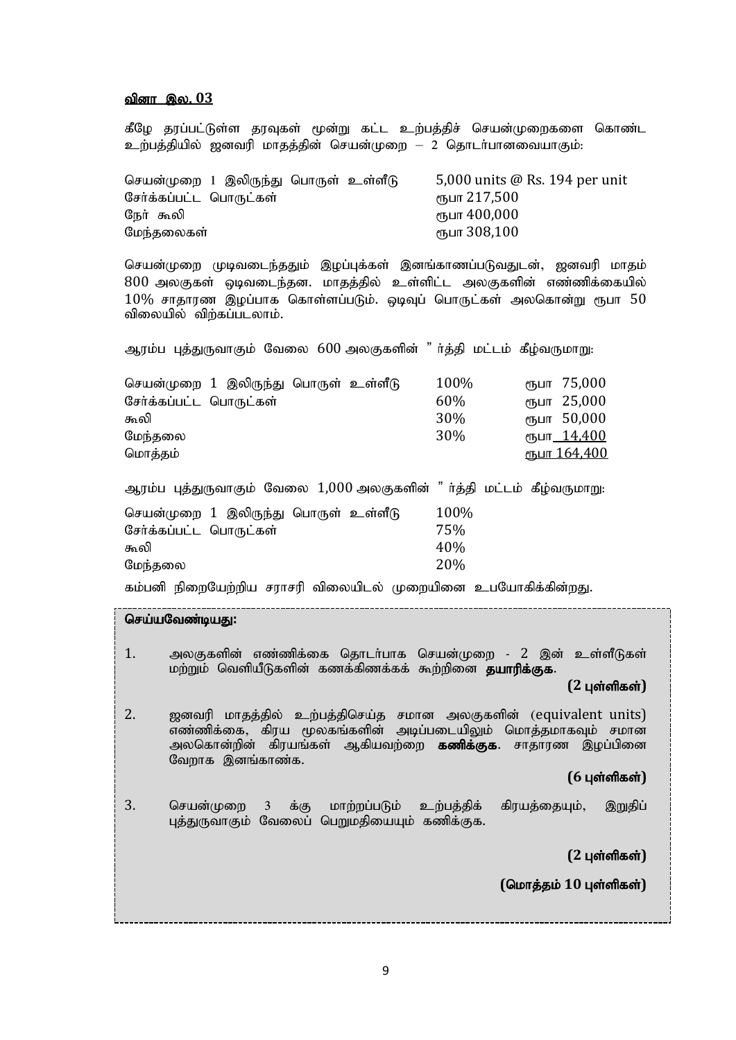## வினா இல. 03

கீழே தரப்பட்டுள்ள தரவுகள் மூன்று கட்ட உற்பத்திச் செயன்முறைகளை கொண்ட உற்பத்தியில் ஜனவரி மாதத்தின் செயன்முறை – 2 தொடர்பானவையாகும்:

| | |
|---|---|
| செயன்முறை 1 இலிருந்து பொருள் உள்ளீடு | 5,000 units @ Rs. 194 per unit |
| சேர்க்கப்பட்ட பொருட்கள் | ரூபா 217,500 |
| நேர் கூலி | ரூபா 400,000 |
| மேந்தலைகள் | ரூபா 308,100 |

செயன்முறை முடிவடைந்ததும் இழப்புக்கள் இனங்காணப்படுவதுடன், ஜனவரி மாதம் 800 அலகுகள் ஒடிவடைந்தன. மாதத்தில் உள்ளிட்ட அலகுகளின் எண்ணிக்கையில் 10% சாதாரண இழப்பாக கொள்ளப்படும். ஒடிவுப் பொருட்கள் அலகொன்று ரூபா 50 விலையில் விற்கப்படலாம்.

ஆரம்ப புத்துருவாகும் வேலை 600 அலகுகளின் " ர்த்தி மட்டம் கீழ்வருமாறு:

| | | |
|---|---|---|
| செயன்முறை 1 இலிருந்து பொருள் உள்ளீடு | 100% | ரூபா 75,000 |
| சேர்க்கப்பட்ட பொருட்கள் | 60% | ரூபா 25,000 |
| கூலி | 30% | ரூபா 50,000 |
| மேந்தலை | 30% | ரூபா 14,400 |
| மொத்தம் | | ரூபா 164,400 |

ஆரம்ப புத்துருவாகும் வேலை 1,000 அலகுகளின் " ர்த்தி மட்டம் கீழ்வருமாறு:

| | |
|---|---|
| செயன்முறை 1 இலிருந்து பொருள் உள்ளீடு | 100% |
| சேர்க்கப்பட்ட பொருட்கள் | 75% |
| கூலி | 40% |
| மேந்தலை | 20% |

கம்பனி நிறையேற்றிய சராசரி விலையிடல் முறையினை உபயோகிக்கின்றது.

**செய்யவேண்டியது:**

1. அலகுகளின் எண்ணிக்கை தொடர்பாக செயன்முறை - 2 இன் உள்ளீடுகள் மற்றும் வெளியீடுகளின் கணக்கிணக்கக் கூற்றினை **தயாரிக்குக**.

   **(2 புள்ளிகள்)**

2. ஜனவரி மாதத்தில் உற்பத்திசெய்த சமான அலகுகளின் (equivalent units) எண்ணிக்கை, கிரய மூலகங்களின் அடிப்படையிலும் மொத்தமாகவும் சமான அலகொன்றின் கிரயங்கள் ஆகியவற்றை **கணிக்குக**. சாதாரண இழப்பினை வேறாக இனங்காண்க.

   **(6 புள்ளிகள்)**

3. செயன்முறை 3 க்கு மாற்றப்படும் உற்பத்திக் கிரயத்தையும், இறுதிப் புத்துருவாகும் வேலைப் பெறுமதியையும் கணிக்குக.

   **(2 புள்ளிகள்)**

**(மொத்தம் 10 புள்ளிகள்)**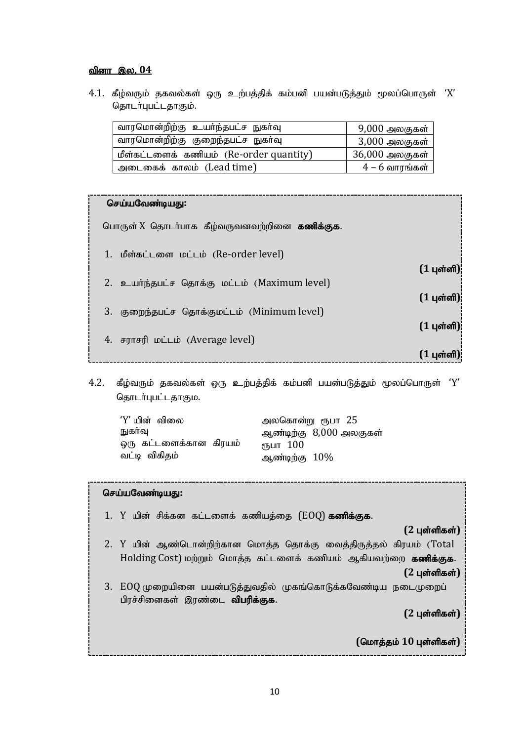**<u>வினா இல. 04</u>**

4.1. கீழ்வரும் தகவல்கள் ஒரு உற்பத்திக் கம்பனி பயன்படுத்தும் மூலப்பொருள் 'X' தொடர்புபட்டதாகும்.

| | |
|---|---|
| வாரமொன்றிற்கு உயர்ந்தபட்ச நுகர்வு | 9,000 அலகுகள் |
| வாரமொன்றிற்கு குறைந்தபட்ச நுகர்வு | 3,000 அலகுகள் |
| மீள்கட்டளைக் கணியம் (Re-order quantity) | 36,000 அலகுகள் |
| அடைகைக் காலம் (Lead time) | 4 – 6 வாரங்கள் |

**செய்யவேண்டியது:**

பொருள் X தொடர்பாக கீழ்வருவனவற்றினை **கணிக்குக**.

1. மீள்கட்டளை மட்டம் (Re-order level) **(1 புள்ளி)**
2. உயர்ந்தபட்ச தொக்கு மட்டம் (Maximum level) **(1 புள்ளி)**
3. குறைந்தபட்ச தொக்குமட்டம் (Minimum level) **(1 புள்ளி)**
4. சராசரி மட்டம் (Average level) **(1 புள்ளி)**

4.2. கீழ்வரும் தகவல்கள் ஒரு உற்பத்திக் கம்பனி பயன்படுத்தும் மூலப்பொருள் 'Y' தொடர்புபட்டதாகும.

| | |
|---|---|
| 'Y' யின் விலை | அலகொன்று ரூபா 25 |
| நுகர்வு | ஆண்டிற்கு 8,000 அலகுகள் |
| ஒரு கட்டளைக்கான கிரயம் | ரூபா 100 |
| வட்டி விகிதம் | ஆண்டிற்கு 10% |

**செய்யவேண்டியது:**

1. Y யின் சிக்கன கட்டளைக் கணியத்தை (EOQ) **கணிக்குக**. **(2 புள்ளிகள்)**
2. Y யின் ஆண்டொன்றிற்கான மொத்த தொக்கு வைத்திருத்தல் கிரயம் (Total Holding Cost) மற்றும் மொத்த கட்டளைக் கணியம் ஆகியவற்றை **கணிக்குக**. **(2 புள்ளிகள்)**
3. EOQ முறையினை பயன்படுத்துவதில் முகங்கொடுக்கவேண்டிய நடைமுறைப் பிரச்சினைகள் இரண்டை **விபரிக்குக**. **(2 புள்ளிகள்)**

**(மொத்தம் 10 புள்ளிகள்)**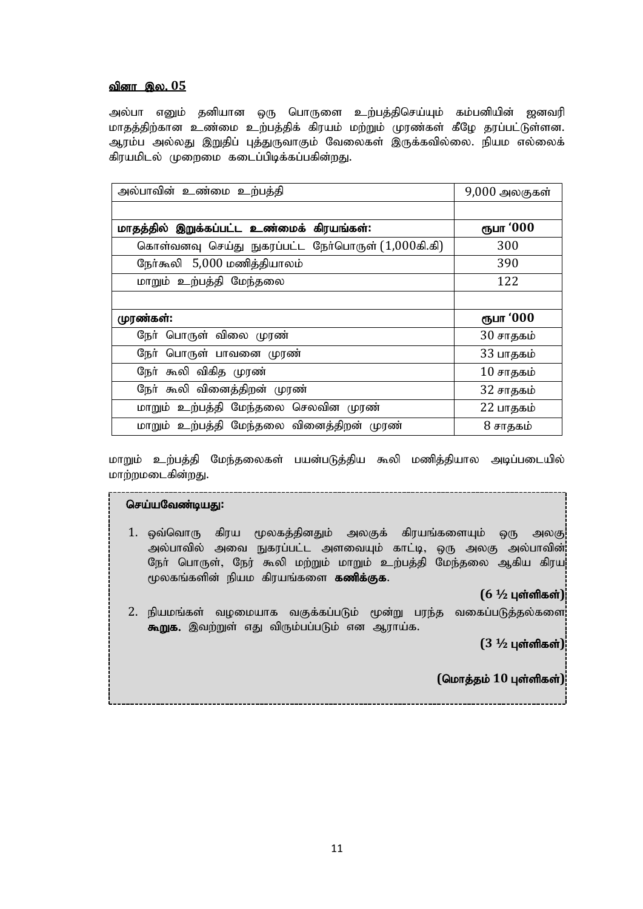**<u>வினா இல. 05</u>**

அல்பா எனும் தனியான ஒரு பொருளை உற்பத்திசெய்யும் கம்பனியின் ஜனவரி மாதத்திற்கான உண்மை உற்பத்திக் கிரயம் மற்றும் முரண்கள் கீழே தரப்பட்டுள்ளன. ஆரம்ப அல்லது இறுதிப் புத்துருவாகும் வேலைகள் இருக்கவில்லை. நியம எல்லைக் கிரயமிடல் முறைமை கடைப்பிடிக்கப்பகின்றது.

| அல்பாவின் உண்மை உற்பத்தி | 9,000 அலகுகள் |
|---|---|
| | |
| **மாதத்தில் இறுக்கப்பட்ட உண்மைக் கிரயங்கள்:** | **ரூபா '000** |
| கொள்வனவு செய்து நுகரப்பட்ட நேர்பொருள் (1,000கி.கி) | 300 |
| நேர்கூலி 5,000 மணித்தியாலம் | 390 |
| மாறும் உற்பத்தி மேந்தலை | 122 |
| | |
| **முரண்கள்:** | **ரூபா '000** |
| நேர் பொருள் விலை முரண் | 30 சாதகம் |
| நேர் பொருள் பாவனை முரண் | 33 பாதகம் |
| நேர் கூலி விகித முரண் | 10 சாதகம் |
| நேர் கூலி வினைத்திறன் முரண் | 32 சாதகம் |
| மாறும் உற்பத்தி மேந்தலை செலவின முரண் | 22 பாதகம் |
| மாறும் உற்பத்தி மேந்தலை வினைத்திறன் முரண் | 8 சாதகம் |

மாறும் உற்பத்தி மேந்தலைகள் பயன்படுத்திய கூலி மணித்தியால அடிப்படையில் மாற்றமடைகின்றது.

**செய்யவேண்டியது:**

1. ஒவ்வொரு கிரய மூலகத்தினதும் அலகுக் கிரயங்களையும் ஒரு அலகு அல்பாவில் அவை நுகரப்பட்ட அளவையும் காட்டி, ஒரு அலகு அல்பாவின் நேர் பொருள், நேர் கூலி மற்றும் மாறும் உற்பத்தி மேந்தலை ஆகிய கிரய மூலகங்களின் நியம கிரயங்களை **கணிக்குக**.

   **(6 ½ புள்ளிகள்)**

2. நியமங்கள் வழமையாக வகுக்கப்படும் மூன்று பரந்த வகைப்படுத்தல்களை **கூறுக.** இவற்றுள் எது விரும்பப்படும் என ஆராய்க.

   **(3 ½ புள்ளிகள்)**

**(மொத்தம் 10 புள்ளிகள்)**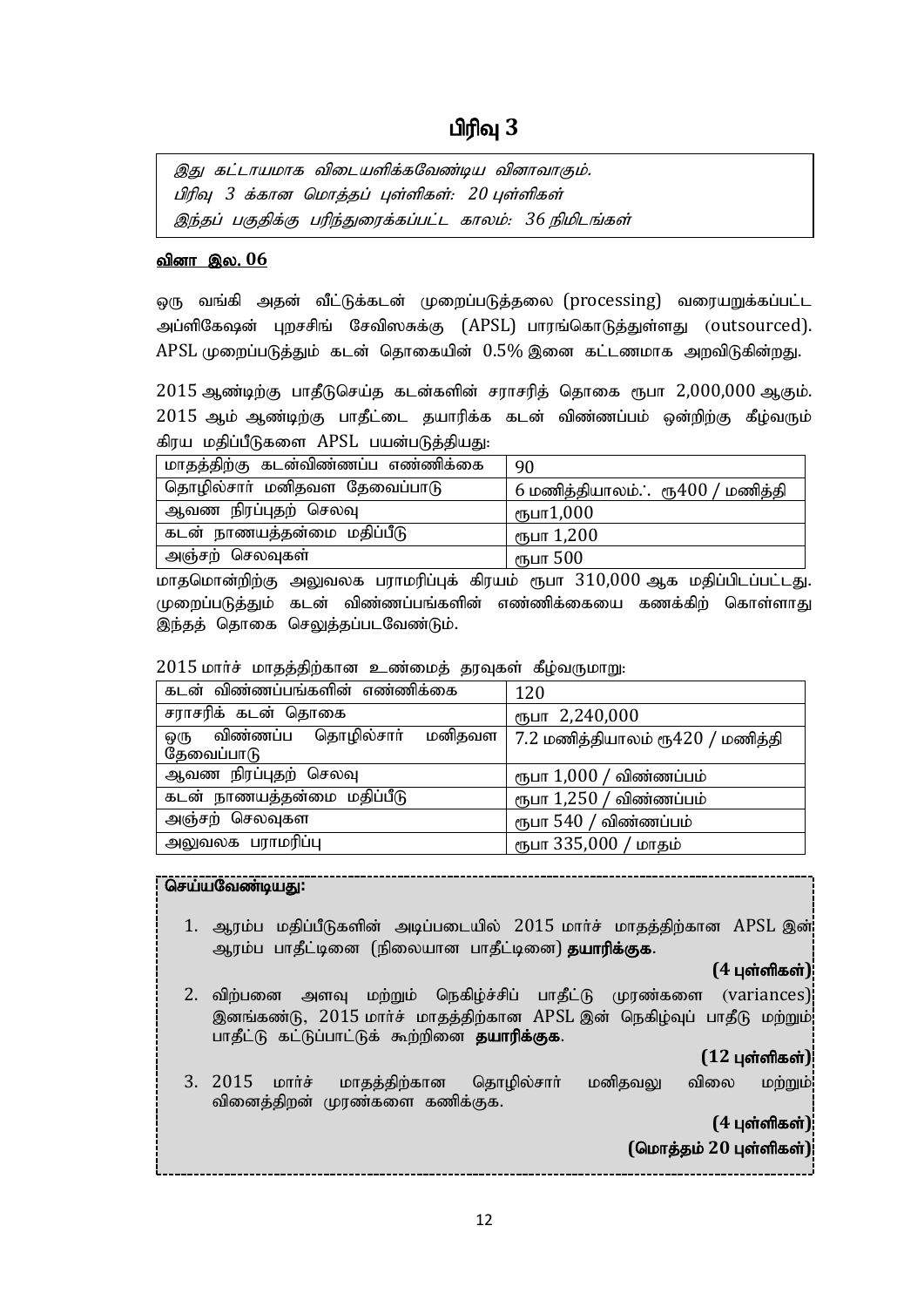# பிரிவு 3

*இது கட்டாயமாக விடையளிக்கவேண்டிய வினாவாகும்.*
*பிரிவு 3 க்கான மொத்தப் புள்ளிகள்: 20 புள்ளிகள்*
*இந்தப் பகுதிக்கு பரிந்துரைக்கப்பட்ட காலம்: 36 நிமிடங்கள்*

**வினா இல. 06**

ஒரு வங்கி அதன் வீட்டுக்கடன் முறைப்படுத்தலை (processing) வரையறுக்கப்பட்ட அப்ளிகேஷன் புறசசிங் சேவிஸசுக்கு (APSL) பாரங்கொடுத்துள்ளது (outsourced). APSL முறைப்படுத்தும் கடன் தொகையின் 0.5% இனை கட்டணமாக அறவிடுகின்றது.

2015 ஆண்டிற்கு பாதீடுசெய்த கடன்களின் சராசரித் தொகை ரூபா 2,000,000 ஆகும். 2015 ஆம் ஆண்டிற்கு பாதீட்டை தயாரிக்க கடன் விண்ணப்பம் ஒன்றிற்கு கீழ்வரும் கிரய மதிப்பீடுகளை APSL பயன்படுத்தியது:

| | |
|---|---|
| மாதத்திற்கு கடன்விண்ணப்ப எண்ணிக்கை | 90 |
| தொழில்சார் மனிதவள தேவைப்பாடு | 6 மணித்தியாலம்∴ ரூ400 / மணித்தி |
| ஆவண நிரப்புதற் செலவு | ரூபா1,000 |
| கடன் நாணயத்தன்மை மதிப்பீடு | ரூபா 1,200 |
| அஞ்சற் செலவுகள் | ரூபா 500 |

மாதமொன்றிற்கு அலுவலக பராமரிப்புக் கிரயம் ரூபா 310,000 ஆக மதிப்பிடப்பட்டது. முறைப்படுத்தும் கடன் விண்ணப்பங்களின் எண்ணிக்கையை கணக்கிற் கொள்ளாது இந்தத் தொகை செலுத்தப்படவேண்டும்.

2015 மார்ச் மாதத்திற்கான உண்மைத் தரவுகள் கீழ்வருமாறு:

| | |
|---|---|
| கடன் விண்ணப்பங்களின் எண்ணிக்கை | 120 |
| சராசரிக் கடன் தொகை | ரூபா 2,240,000 |
| ஒரு விண்ணப்ப தொழில்சார் மனிதவள தேவைப்பாடு | 7.2 மணித்தியாலம் ரூ420 / மணித்தி |
| ஆவண நிரப்புதற் செலவு | ரூபா 1,000 / விண்ணப்பம் |
| கடன் நாணயத்தன்மை மதிப்பீடு | ரூபா 1,250 / விண்ணப்பம் |
| அஞ்சற் செலவுகள | ரூபா 540 / விண்ணப்பம் |
| அலுவலக பராமரிப்பு | ரூபா 335,000 / மாதம் |

**செய்யவேண்டியது:**

1. ஆரம்ப மதிப்பீடுகளின் அடிப்படையில் 2015 மார்ச் மாதத்திற்கான APSL இன் ஆரம்ப பாதீட்டினை (நிலையான பாதீட்டினை) **தயாரிக்குக**.

**(4 புள்ளிகள்)**

2. விற்பனை அளவு மற்றும் நெகிழ்ச்சிப் பாதீட்டு முரண்களை (variances) இனங்கண்டு, 2015 மார்ச் மாதத்திற்கான APSL இன் நெகிழ்வுப் பாதீடு மற்றும் பாதீட்டு கட்டுப்பாட்டுக் கூற்றினை **தயாரிக்குக**.

**(12 புள்ளிகள்)**

3. 2015 மார்ச் மாதத்திற்கான தொழில்சார் மனிதவலு விலை மற்றும் வினைத்திறன் முரண்களை கணிக்குக.

**(4 புள்ளிகள்)**

**(மொத்தம் 20 புள்ளிகள்)**